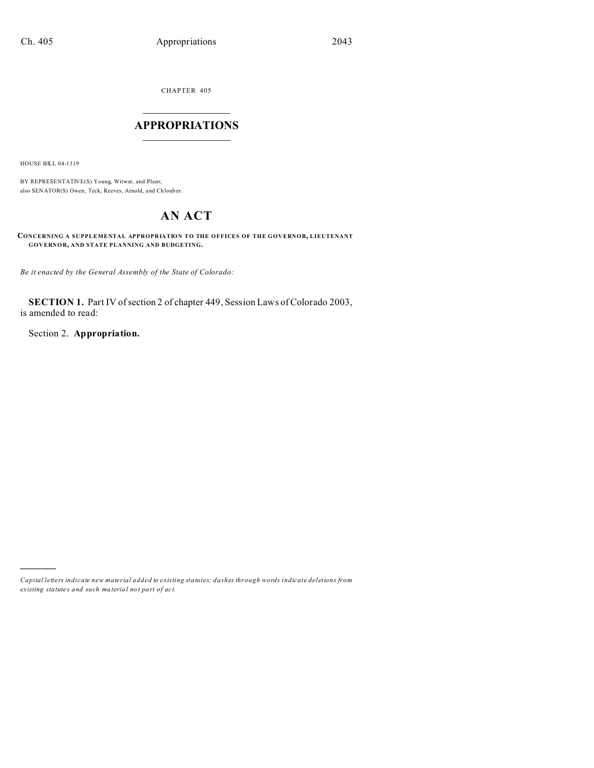CHAPTER 405

# APPROPRIATIONS

HOUSE BILL 04-1319

BY REPRESENTATIVE(S) Young, Witwer, and Plant;
also SENATOR(S) Owen, Teck, Reeves, Arnold, and Chlouber.

# AN ACT

**CONCERNING A SUPPLEMENTAL APPROPRIATION TO THE OFFICES OF THE GOVERNOR, LIEUTENANT GOVERNOR, AND STATE PLANNING AND BUDGETING.**

*Be it enacted by the General Assembly of the State of Colorado:*

**SECTION 1.** Part IV of section 2 of chapter 449, Session Laws of Colorado 2003, is amended to read:

Section 2. **Appropriation.**

---

*Capital letters indicate new material added to existing statutes; dashes through words indicate deletions from existing statutes and such material not part of act.*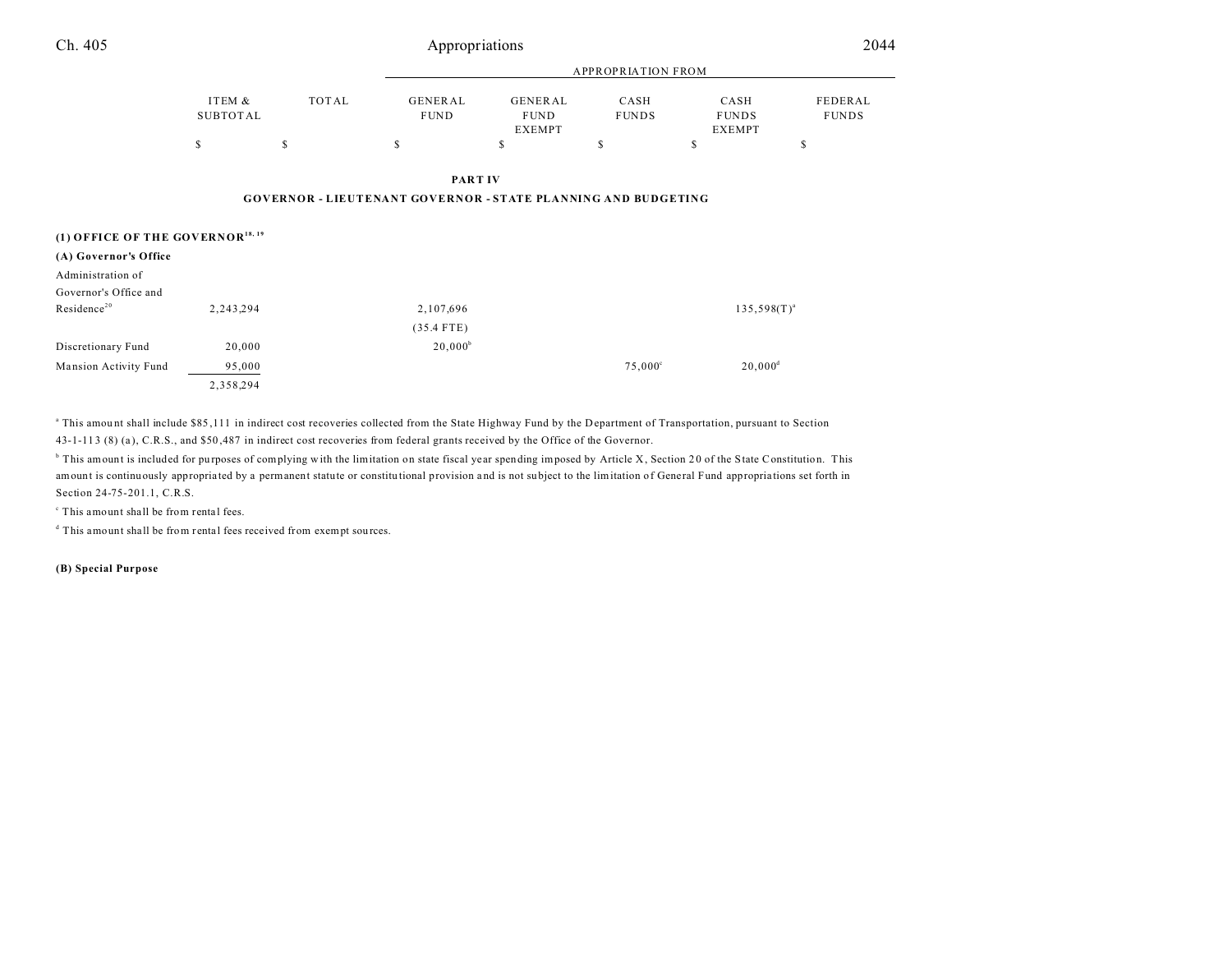| | ITEM & SUBTOTAL | TOTAL | APPROPRIATION FROM | | | | |
|---|---|---|---|---|---|---|---|
| | | | GENERAL FUND | GENERAL FUND EXEMPT | CASH FUNDS | CASH FUNDS EXEMPT | FEDERAL FUNDS |
| | $ | $ | $ | $ | $ | $ | $ |

## PART IV

## GOVERNOR - LIEUTENANT GOVERNOR - STATE PLANNING AND BUDGETING

### (1) OFFICE OF THE GOVERNOR[18, 19]

#### (A) Governor's Office

| | ITEM & SUBTOTAL | TOTAL | GENERAL FUND | GENERAL FUND EXEMPT | CASH FUNDS | CASH FUNDS EXEMPT | FEDERAL FUNDS |
|---|---|---|---|---|---|---|---|
| Administration of Governor's Office and Residence[20] | 2,243,294 | | 2,107,696 (35.4 FTE) | | | 135,598(T)[a] | |
| Discretionary Fund | 20,000 | | 20,000[b] | | | | |
| Mansion Activity Fund | 95,000 | | | | 75,000[c] | 20,000[d] | |
| | 2,358,294 | | | | | | |

[a] This amount shall include $85,111 in indirect cost recoveries collected from the State Highway Fund by the Department of Transportation, pursuant to Section 43-1-113 (8) (a), C.R.S., and $50,487 in indirect cost recoveries from federal grants received by the Office of the Governor.

[b] This amount is included for purposes of complying with the limitation on state fiscal year spending imposed by Article X, Section 20 of the State Constitution. This amount is continuously appropriated by a permanent statute or constitutional provision and is not subject to the limitation of General Fund appropriations set forth in Section 24-75-201.1, C.R.S.

[c] This amount shall be from rental fees.

[d] This amount shall be from rental fees received from exempt sources.

#### (B) Special Purpose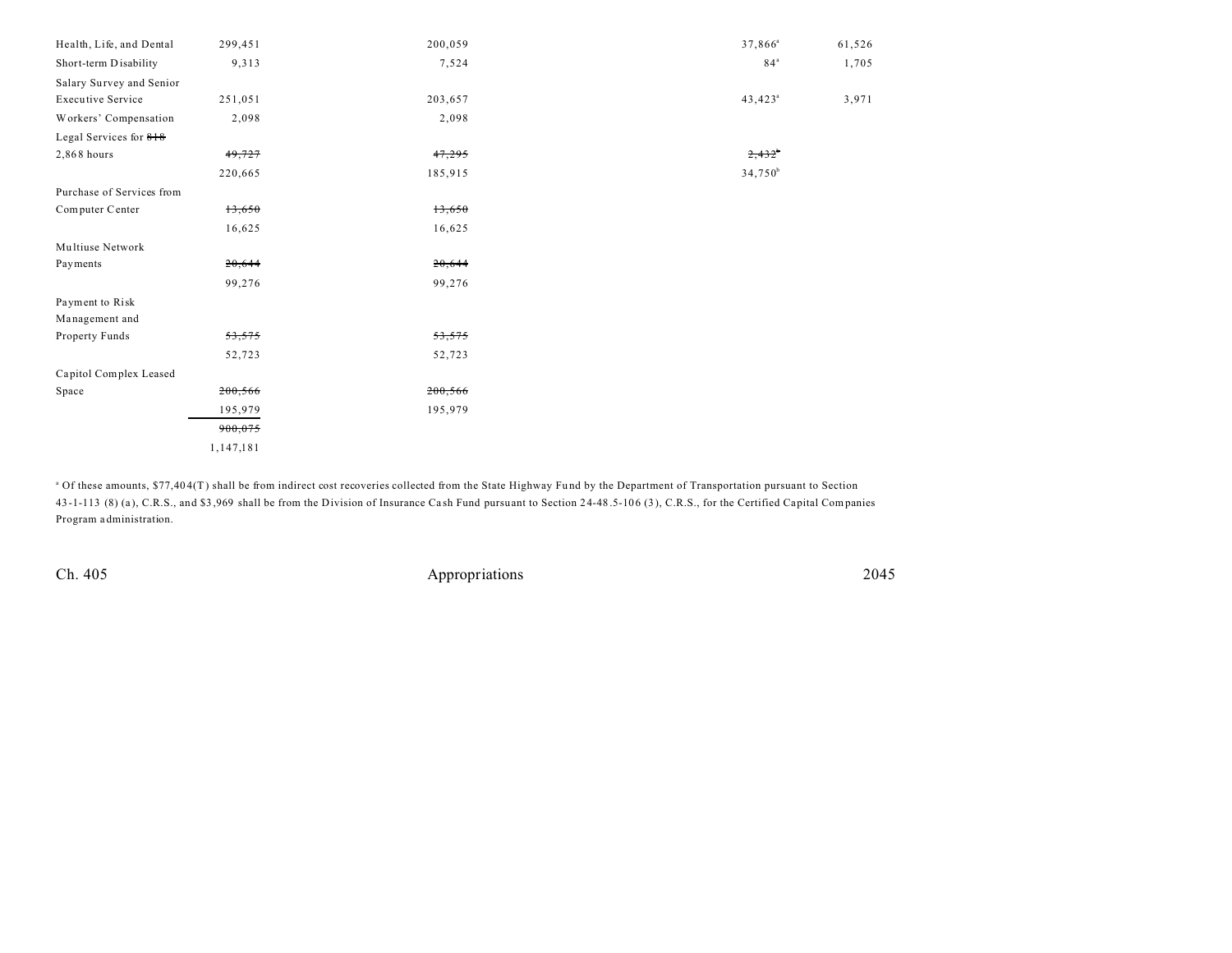| | | | | | |
|---|---|---|---|---|---|
| Health, Life, and Dental | 299,451 | 200,059 | | 37,866[a] | 61,526 |
| Short-term Disability | 9,313 | 7,524 | | 84[a] | 1,705 |
| Salary Survey and Senior Executive Service | 251,051 | 203,657 | | 43,423[a] | 3,971 |
| Workers' Compensation | 2,098 | 2,098 | | | |
| Legal Services for ~~818~~ 2,868 hours | ~~49,727~~ | ~~47,295~~ | | ~~2,432~~[b] | |
| | 220,665 | 185,915 | | 34,750[b] | |
| Purchase of Services from Computer Center | ~~13,650~~ | ~~13,650~~ | | | |
| | 16,625 | 16,625 | | | |
| Multiuse Network Payments | ~~20,644~~ | ~~20,644~~ | | | |
| | 99,276 | 99,276 | | | |
| Payment to Risk Management and Property Funds | ~~53,575~~ | ~~53,575~~ | | | |
| | 52,723 | 52,723 | | | |
| Capitol Complex Leased Space | ~~200,566~~ | ~~200,566~~ | | | |
| | 195,979 | 195,979 | | | |
| | ~~900,075~~ | | | | |
| | 1,147,181 | | | | |

[a] Of these amounts, $77,404(T) shall be from indirect cost recoveries collected from the State Highway Fund by the Department of Transportation pursuant to Section 43-1-113 (8) (a), C.R.S., and $3,969 shall be from the Division of Insurance Cash Fund pursuant to Section 24-48.5-106 (3), C.R.S., for the Certified Capital Companies Program administration.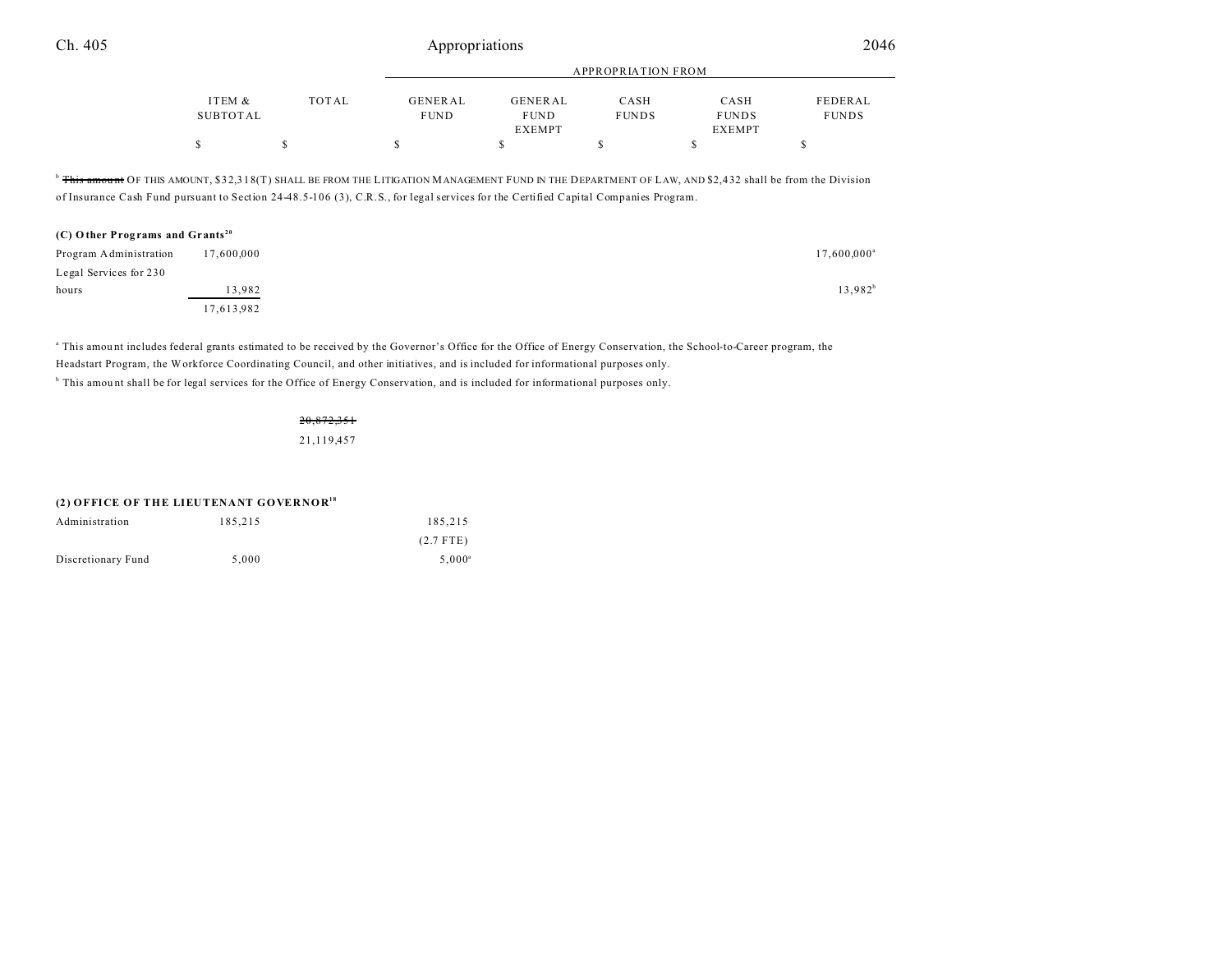| | ITEM & SUBTOTAL | TOTAL | APPROPRIATION FROM GENERAL FUND | GENERAL FUND EXEMPT | CASH FUNDS | CASH FUNDS EXEMPT | FEDERAL FUNDS |
|---|---|---|---|---|---|---|---|
| | $ | $ | $ | $ | $ | $ | $ |

[b] ~~This amount~~ OF THIS AMOUNT, $32,318(T) SHALL BE FROM THE LITIGATION MANAGEMENT FUND IN THE DEPARTMENT OF LAW, AND $2,432 shall be from the Division of Insurance Cash Fund pursuant to Section 24-48.5-106 (3), C.R.S., for legal services for the Certified Capital Companies Program.

**(C) Other Programs and Grants[20]**

| | ITEM & SUBTOTAL | TOTAL | GENERAL FUND | GENERAL FUND EXEMPT | CASH FUNDS | CASH FUNDS EXEMPT | FEDERAL FUNDS |
|---|---|---|---|---|---|---|---|
| Program Administration | 17,600,000 | | | | | | 17,600,000[a] |
| Legal Services for 230 hours | 13,982 | | | | | | 13,982[b] |
| | 17,613,982 | | | | | | |

[a] This amount includes federal grants estimated to be received by the Governor's Office for the Office of Energy Conservation, the School-to-Career program, the Headstart Program, the Workforce Coordinating Council, and other initiatives, and is included for informational purposes only.

[b] This amount shall be for legal services for the Office of Energy Conservation, and is included for informational purposes only.

| | ITEM & SUBTOTAL | TOTAL | GENERAL FUND | GENERAL FUND EXEMPT | CASH FUNDS | CASH FUNDS EXEMPT | FEDERAL FUNDS |
|---|---|---|---|---|---|---|---|
| | | ~~20,872,351~~ | | | | | |
| | | 21,119,457 | | | | | |

**(2) OFFICE OF THE LIEUTENANT GOVERNOR[18]**

| | ITEM & SUBTOTAL | TOTAL | GENERAL FUND | GENERAL FUND EXEMPT | CASH FUNDS | CASH FUNDS EXEMPT | FEDERAL FUNDS |
|---|---|---|---|---|---|---|---|
| Administration | 185,215 | | 185,215 | | | | |
| | | | (2.7 FTE) | | | | |
| Discretionary Fund | 5,000 | | 5,000[a] | | | | |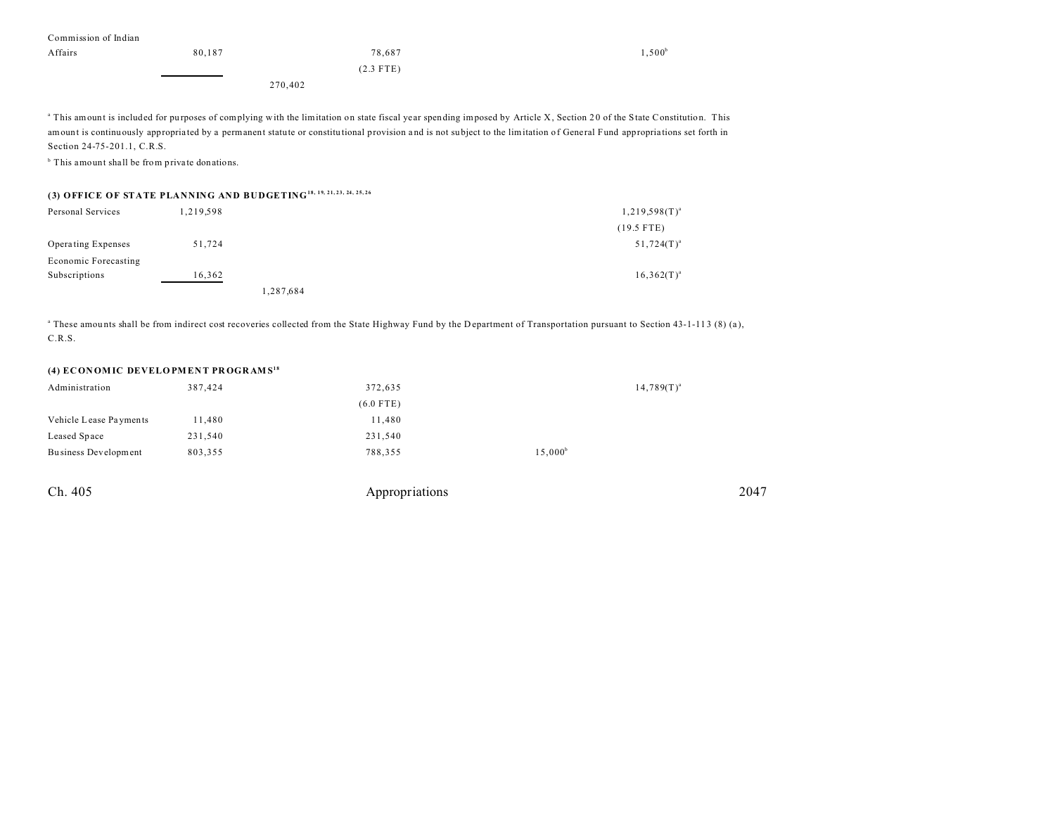| | | | | |
|---|---|---|---|---|
| Commission of Indian Affairs | 80,187 | | 78,687 (2.3 FTE) | | 1,500[b] |
| | | 270,402 | | | |

[a] This amount is included for purposes of complying with the limitation on state fiscal year spending imposed by Article X, Section 20 of the State Constitution. This amount is continuously appropriated by a permanent statute or constitutional provision and is not subject to the limitation of General Fund appropriations set forth in Section 24-75-201.1, C.R.S.

[b] This amount shall be from private donations.

### (3) OFFICE OF STATE PLANNING AND BUDGETING[18, 19, 21, 23, 24, 25, 26]

| | | | |
|---|---|---|---|
| Personal Services | 1,219,598 | | 1,219,598(T)[a] (19.5 FTE) |
| Operating Expenses | 51,724 | | 51,724(T)[a] |
| Economic Forecasting Subscriptions | 16,362 | | 16,362(T)[a] |
| | | 1,287,684 | |

[a] These amounts shall be from indirect cost recoveries collected from the State Highway Fund by the Department of Transportation pursuant to Section 43-1-113 (8) (a), C.R.S.

### (4) ECONOMIC DEVELOPMENT PROGRAMS[18]

| | | | | |
|---|---|---|---|---|
| Administration | 387,424 | 372,635 (6.0 FTE) | | 14,789(T)[a] |
| Vehicle Lease Payments | 11,480 | 11,480 | | |
| Leased Space | 231,540 | 231,540 | | |
| Business Development | 803,355 | 788,355 | 15,000[b] | |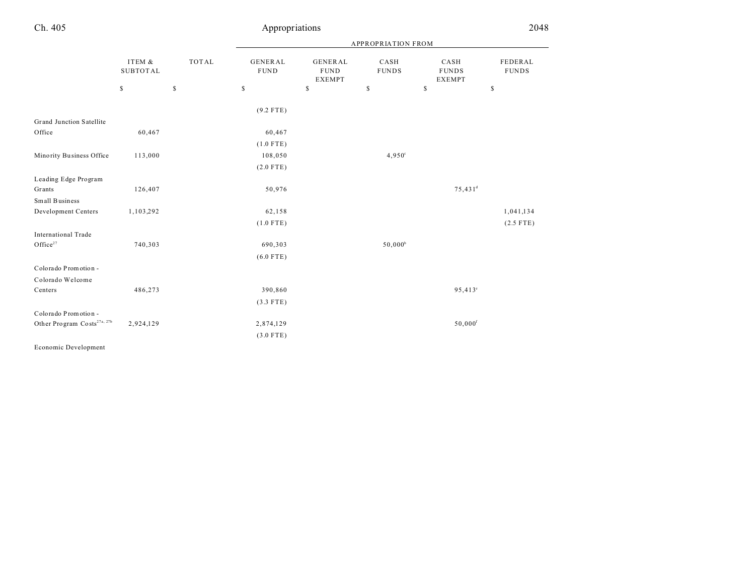| | ITEM & SUBTOTAL | TOTAL | APPROPRIATION FROM | | | | |
|---|---|---|---|---|---|---|---|
| | | | GENERAL FUND | GENERAL FUND EXEMPT | CASH FUNDS | CASH FUNDS EXEMPT | FEDERAL FUNDS |
| | $ | $ | $ | $ | $ | $ | $ |
| | | | (9.2 FTE) | | | | |
| Grand Junction Satellite Office | 60,467 | | 60,467 | | | | |
| | | | (1.0 FTE) | | | | |
| Minority Business Office | 113,000 | | 108,050 | | 4,950[c] | | |
| | | | (2.0 FTE) | | | | |
| Leading Edge Program Grants | 126,407 | | 50,976 | | | 75,431[d] | |
| Small Business Development Centers | 1,103,292 | | 62,158 | | | | 1,041,134 |
| | | | (1.0 FTE) | | | | (2.5 FTE) |
| International Trade Office[27] | 740,303 | | 690,303 | | 50,000[b] | | |
| | | | (6.0 FTE) | | | | |
| Colorado Promotion - Colorado Welcome Centers | 486,273 | | 390,860 | | | 95,413[e] | |
| | | | (3.3 FTE) | | | | |
| Colorado Promotion - Other Program Costs[27a, 27b] | 2,924,129 | | 2,874,129 | | | 50,000[f] | |
| | | | (3.0 FTE) | | | | |
| Economic Development | | | | | | | |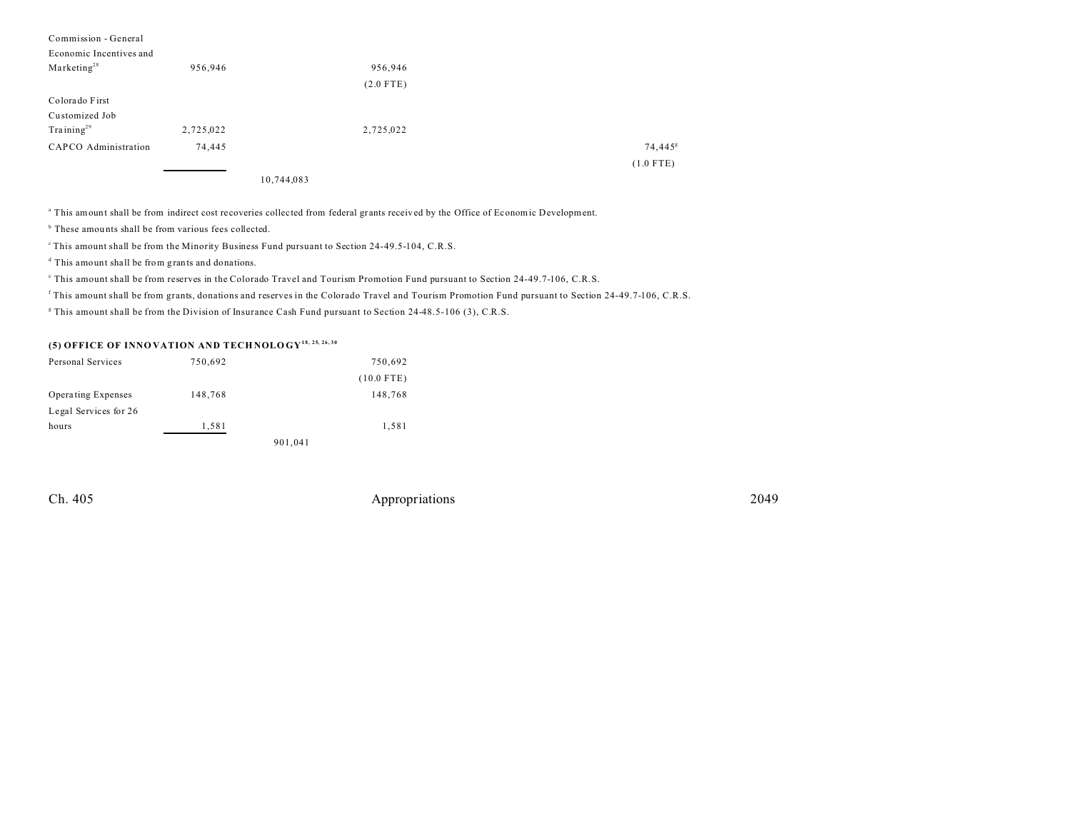| | | | | | | |
|---|---|---|---|---|---|---|
| Commission - General Economic Incentives and Marketing[28] | 956,946 | | 956,946 (2.0 FTE) | | | |
| Colorado First Customized Job Training[29] | 2,725,022 | | 2,725,022 | | | |
| CAPCO Administration | 74,445 | | | | 74,445[g] (1.0 FTE) | |
| | | 10,744,083 | | | | |

[a] This amount shall be from indirect cost recoveries collected from federal grants received by the Office of Economic Development.

[b] These amounts shall be from various fees collected.

[c] This amount shall be from the Minority Business Fund pursuant to Section 24-49.5-104, C.R.S.

[d] This amount shall be from grants and donations.

[e] This amount shall be from reserves in the Colorado Travel and Tourism Promotion Fund pursuant to Section 24-49.7-106, C.R.S.

[f] This amount shall be from grants, donations and reserves in the Colorado Travel and Tourism Promotion Fund pursuant to Section 24-49.7-106, C.R.S.

[g] This amount shall be from the Division of Insurance Cash Fund pursuant to Section 24-48.5-106 (3), C.R.S.

**(5) OFFICE OF INNOVATION AND TECHNOLOGY[18, 25, 26, 30]**

| | | | | | | |
|---|---|---|---|---|---|---|
| Personal Services | 750,692 | | 750,692 (10.0 FTE) | | | |
| Operating Expenses | 148,768 | | 148,768 | | | |
| Legal Services for 26 hours | 1,581 | | 1,581 | | | |
| | | 901,041 | | | | |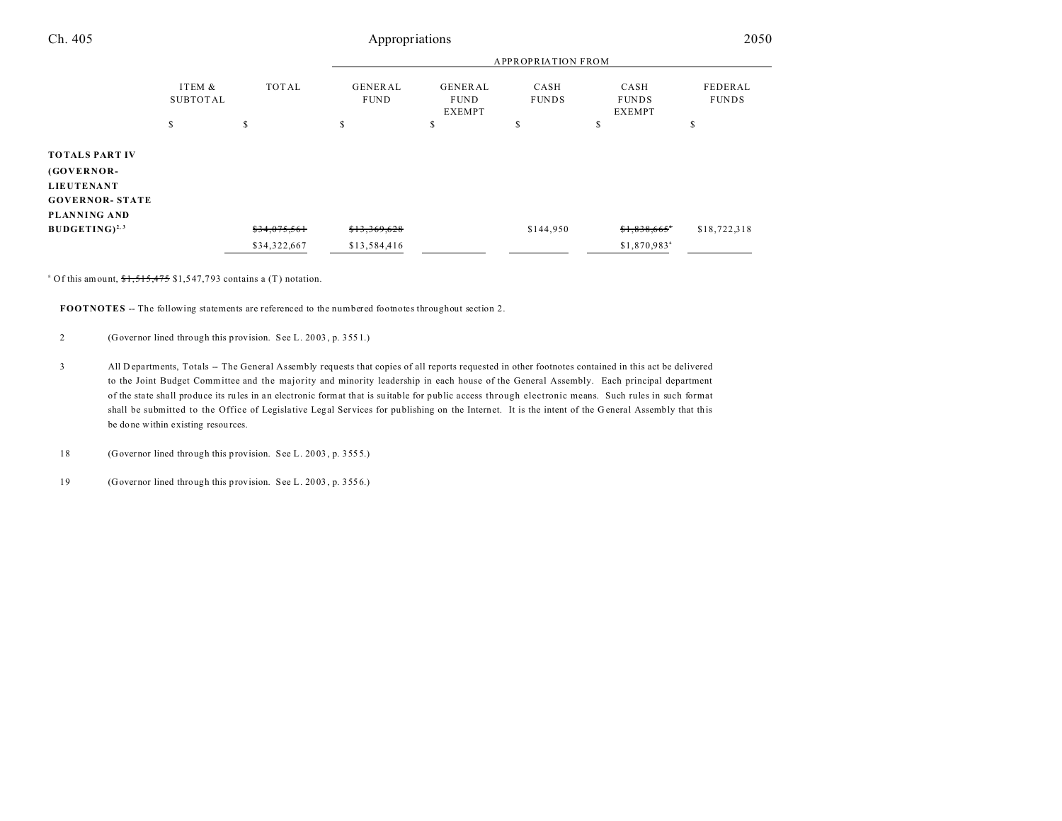| | ITEM & SUBTOTAL | TOTAL | APPROPRIATION FROM GENERAL FUND | GENERAL FUND EXEMPT | CASH FUNDS | CASH FUNDS EXEMPT | FEDERAL FUNDS |
|---|---|---|---|---|---|---|---|
| | $ | $ | $ | $ | $ | $ | $ |
| **TOTALS PART IV (GOVERNOR-LIEUTENANT GOVERNOR- STATE PLANNING AND BUDGETING)**[2, 3] | | ~~$34,075,561~~ | ~~$13,369,628~~ | | $144,950 | ~~$1,838,665~~[a] | $18,722,318 |
| | | $34,322,667 | $13,584,416 | | | $1,870,983[a] | |

[a] Of this amount, ~~$1,515,475~~ $1,547,793 contains a (T) notation.

**FOOTNOTES** -- The following statements are referenced to the numbered footnotes throughout section 2.

2 (Governor lined through this provision. See L. 2003, p. 3551.)

3 All Departments, Totals -- The General Assembly requests that copies of all reports requested in other footnotes contained in this act be delivered to the Joint Budget Committee and the majority and minority leadership in each house of the General Assembly. Each principal department of the state shall produce its rules in an electronic format that is suitable for public access through electronic means. Such rules in such format shall be submitted to the Office of Legislative Legal Services for publishing on the Internet. It is the intent of the General Assembly that this be done within existing resources.

18 (Governor lined through this provision. See L. 2003, p. 3555.)

19 (Governor lined through this provision. See L. 2003, p. 3556.)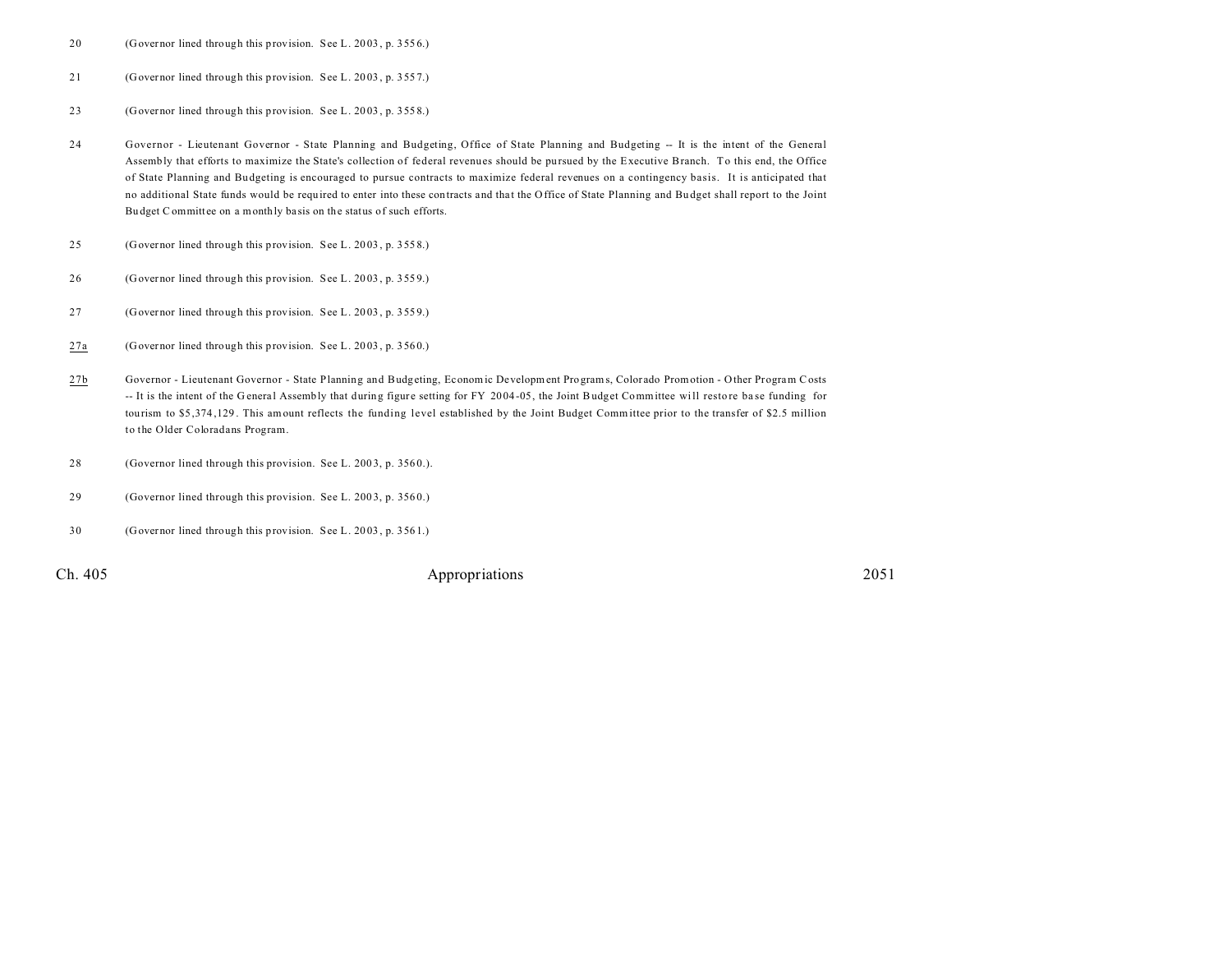20 (Governor lined through this provision. See L. 2003, p. 3556.)

21 (Governor lined through this provision. See L. 2003, p. 3557.)

23 (Governor lined through this provision. See L. 2003, p. 3558.)

24 Governor - Lieutenant Governor - State Planning and Budgeting, Office of State Planning and Budgeting -- It is the intent of the General Assembly that efforts to maximize the State's collection of federal revenues should be pursued by the Executive Branch. To this end, the Office of State Planning and Budgeting is encouraged to pursue contracts to maximize federal revenues on a contingency basis. It is anticipated that no additional State funds would be required to enter into these contracts and that the Office of State Planning and Budget shall report to the Joint Budget Committee on a monthly basis on the status of such efforts.

25 (Governor lined through this provision. See L. 2003, p. 3558.)

26 (Governor lined through this provision. See L. 2003, p. 3559.)

27 (Governor lined through this provision. See L. 2003, p. 3559.)

27a (Governor lined through this provision. See L. 2003, p. 3560.)

27b Governor - Lieutenant Governor - State Planning and Budgeting, Economic Development Programs, Colorado Promotion - Other Program Costs -- It is the intent of the General Assembly that during figure setting for FY 2004-05, the Joint Budget Committee will restore base funding for tourism to $5,374,129. This amount reflects the funding level established by the Joint Budget Committee prior to the transfer of $2.5 million to the Older Coloradans Program.

28 (Governor lined through this provision. See L. 2003, p. 3560.).

29 (Governor lined through this provision. See L. 2003, p. 3560.)

30 (Governor lined through this provision. See L. 2003, p. 3561.)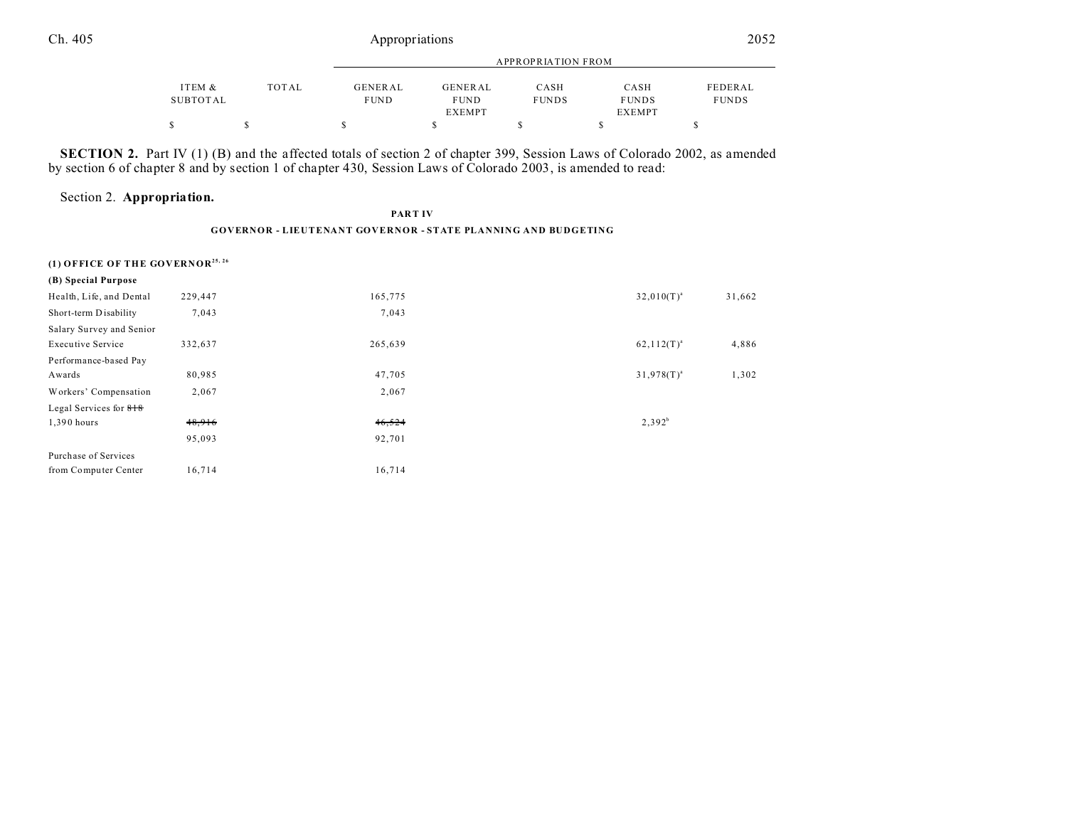| | ITEM & SUBTOTAL | TOTAL | GENERAL FUND | GENERAL FUND EXEMPT | CASH FUNDS | CASH FUNDS EXEMPT | FEDERAL FUNDS |
|---|---|---|---|---|---|---|---|
| | $ | $ | $ | $ | $ | $ | $ |

**SECTION 2.** Part IV (1) (B) and the affected totals of section 2 of chapter 399, Session Laws of Colorado 2002, as amended by section 6 of chapter 8 and by section 1 of chapter 430, Session Laws of Colorado 2003, is amended to read:

Section 2. **Appropriation.**

**PART IV**

**GOVERNOR - LIEUTENANT GOVERNOR - STATE PLANNING AND BUDGETING**

| | ITEM & SUBTOTAL | TOTAL | GENERAL FUND | GENERAL FUND EXEMPT | CASH FUNDS | CASH FUNDS EXEMPT | FEDERAL FUNDS |
|---|---|---|---|---|---|---|---|
| **(1) OFFICE OF THE GOVERNOR[25, 26]** | | | | | | | |
| **(B) Special Purpose** | | | | | | | |
| Health, Life, and Dental | 229,447 | | 165,775 | | | 32,010(T)[a] | 31,662 |
| Short-term Disability | 7,043 | | 7,043 | | | | |
| Salary Survey and Senior Executive Service | 332,637 | | 265,639 | | | 62,112(T)[a] | 4,886 |
| Performance-based Pay Awards | 80,985 | | 47,705 | | | 31,978(T)[a] | 1,302 |
| Workers' Compensation | 2,067 | | 2,067 | | | | |
| Legal Services for ~~818~~ 1,390 hours | ~~48,916~~ | | ~~46,524~~ | | | 2,392[b] | |
| | 95,093 | | 92,701 | | | | |
| Purchase of Services from Computer Center | 16,714 | | 16,714 | | | | |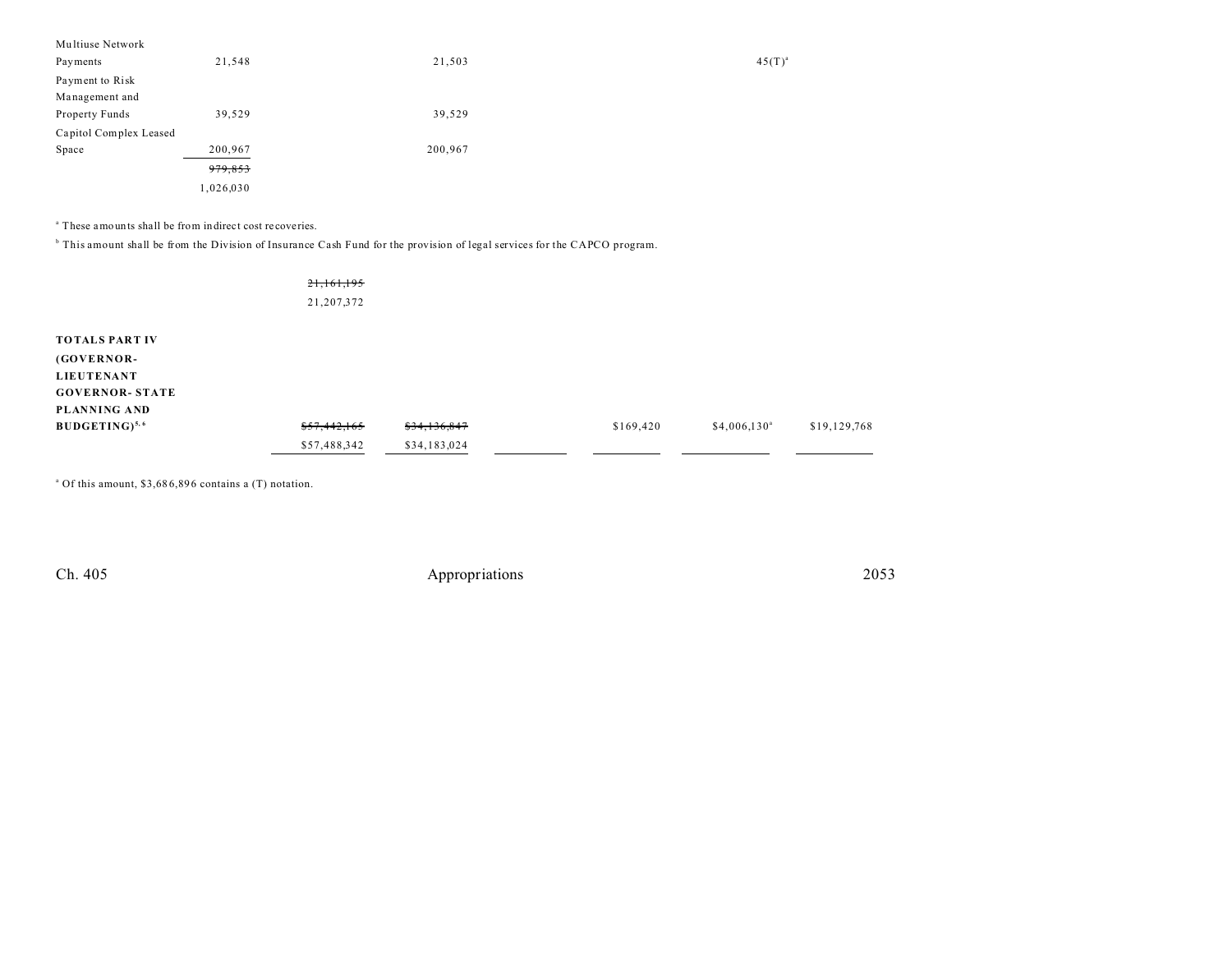| | | | | | | | |
|---|---|---|---|---|---|---|---|
| Multiuse Network Payments | 21,548 | | 21,503 | | | 45(T)[a] | |
| Payment to Risk Management and Property Funds | 39,529 | | 39,529 | | | | |
| Capitol Complex Leased Space | 200,967 | | 200,967 | | | | |
| | ~~979,853~~ 1,026,030 | | | | | | |

[a] These amounts shall be from indirect cost recoveries.

[b] This amount shall be from the Division of Insurance Cash Fund for the provision of legal services for the CAPCO program.

| | | | | | | |
|---|---|---|---|---|---|---|
| | ~~21,161,195~~ 21,207,372 | | | | | |
| **TOTALS PART IV (GOVERNOR-LIEUTENANT GOVERNOR- STATE PLANNING AND BUDGETING)**[5, 6] | ~~$57,442,165~~ $57,488,342 | ~~$34,136,847~~ $34,183,024 | | $169,420 | $4,006,130[a] | $19,129,768 |

[a] Of this amount, $3,686,896 contains a (T) notation.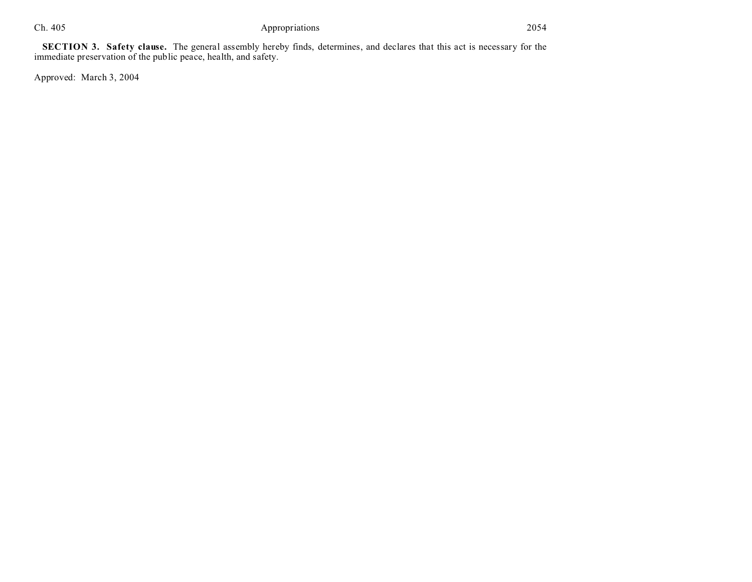**SECTION 3. Safety clause.** The general assembly hereby finds, determines, and declares that this act is necessary for the immediate preservation of the public peace, health, and safety.

Approved: March 3, 2004